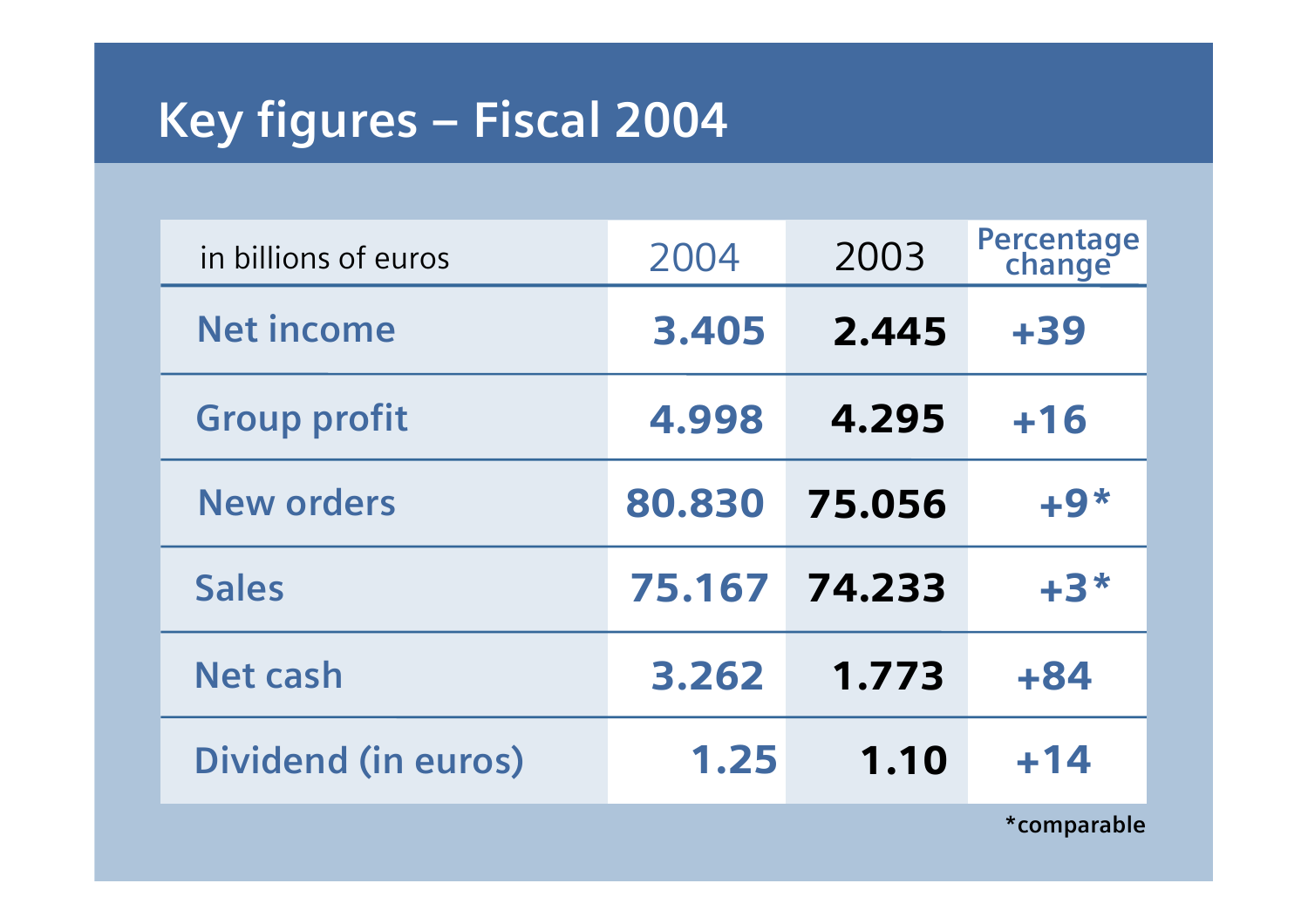# Key figures – Fiscal 2004

| in billions of euros | 2004 | 2003 | Percentage change |
|---|---|---|---|
| Net income | 3.405 | 2.445 | +39 |
| Group profit | 4.998 | 4.295 | +16 |
| New orders | 80.830 | 75.056 | +9* |
| Sales | 75.167 | 74.233 | +3* |
| Net cash | 3.262 | 1.773 | +84 |
| Dividend (in euros) | 1.25 | 1.10 | +14 |

*comparable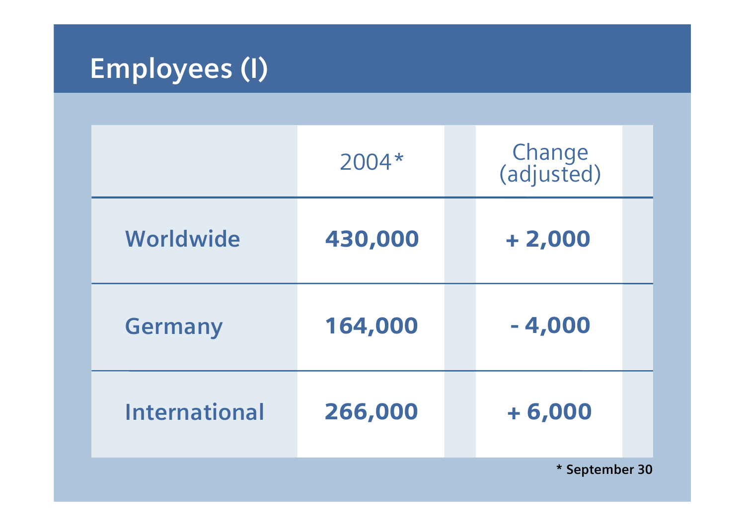# Employees (I)

| | 2004* | Change (adjusted) |
|---|---|---|
| **Worldwide** | **430,000** | **+ 2,000** |
| **Germany** | **164,000** | **- 4,000** |
| **International** | **266,000** | **+ 6,000** |

**\* September 30**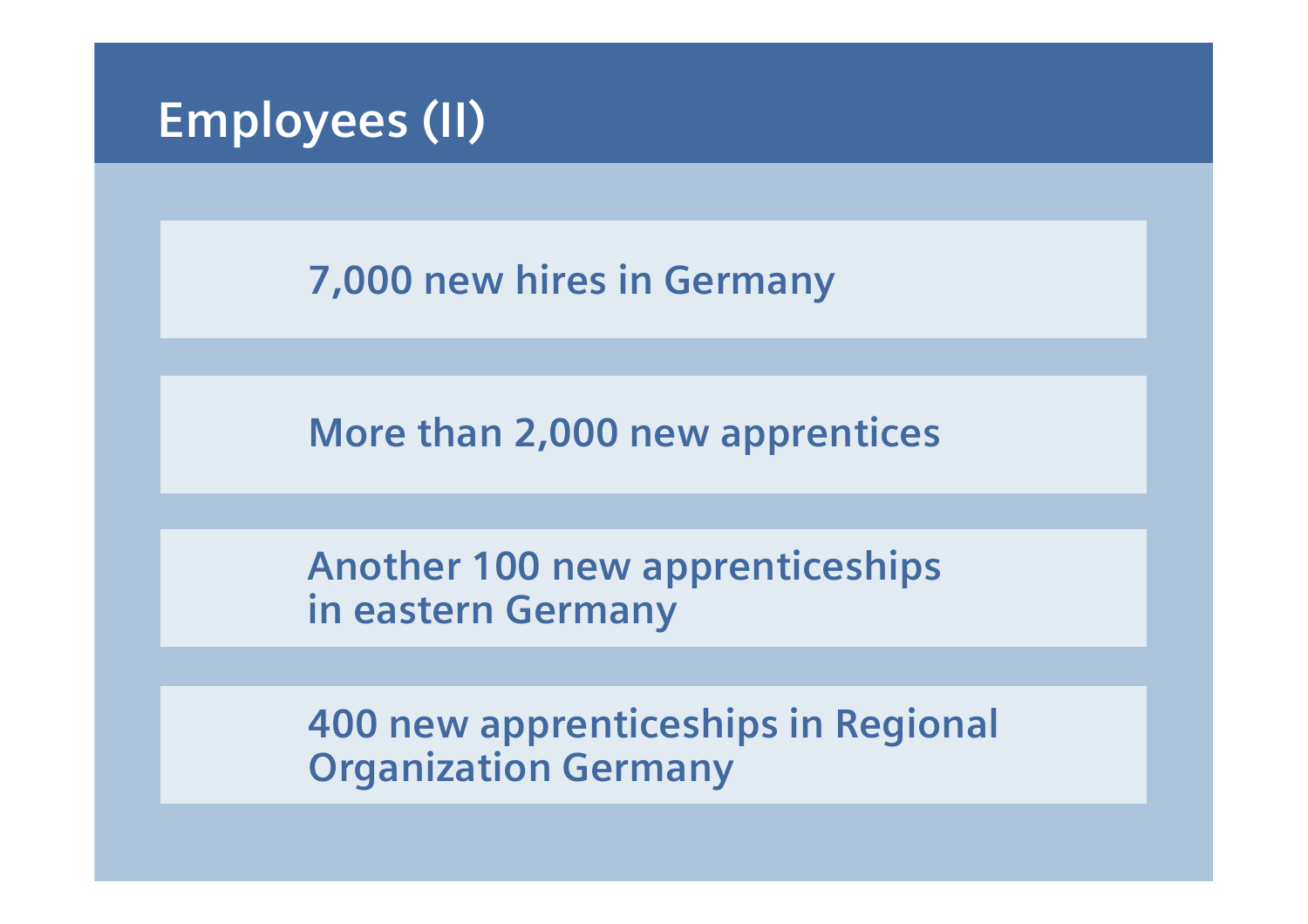# Employees (II)

7,000 new hires in Germany

More than 2,000 new apprentices

Another 100 new apprenticeships in eastern Germany

400 new apprenticeships in Regional Organization Germany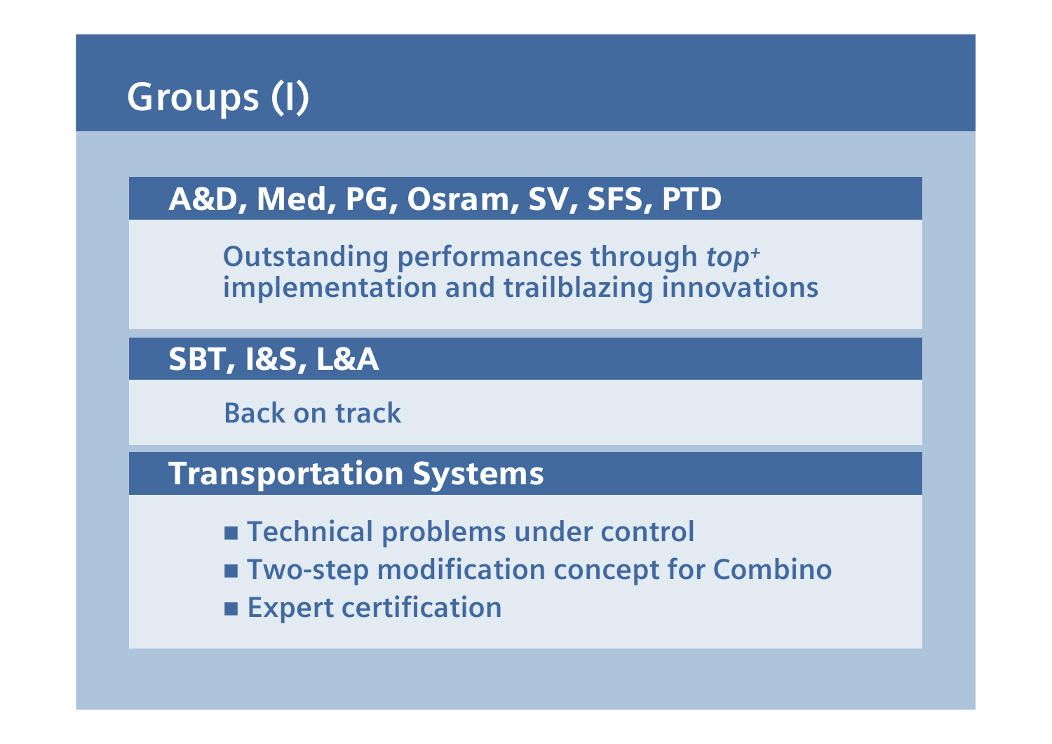# Groups (I)

## A&D, Med, PG, Osram, SV, SFS, PTD

Outstanding performances through *top⁺* implementation and trailblazing innovations

## SBT, I&S, L&A

Back on track

## Transportation Systems

- Technical problems under control
- Two-step modification concept for Combino
- Expert certification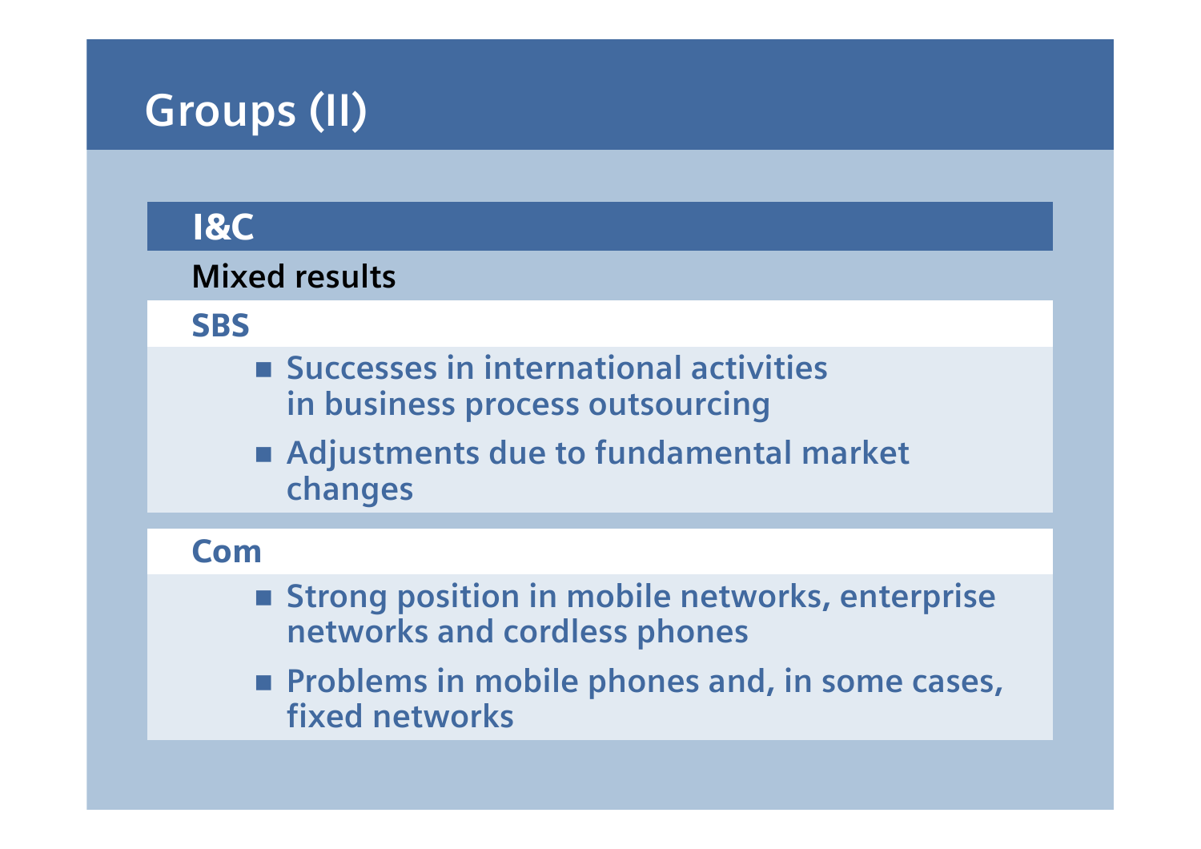# Groups (II)

## I&C

**Mixed results**

### SBS

- Successes in international activities in business process outsourcing
- Adjustments due to fundamental market changes

### Com

- Strong position in mobile networks, enterprise networks and cordless phones
- Problems in mobile phones and, in some cases, fixed networks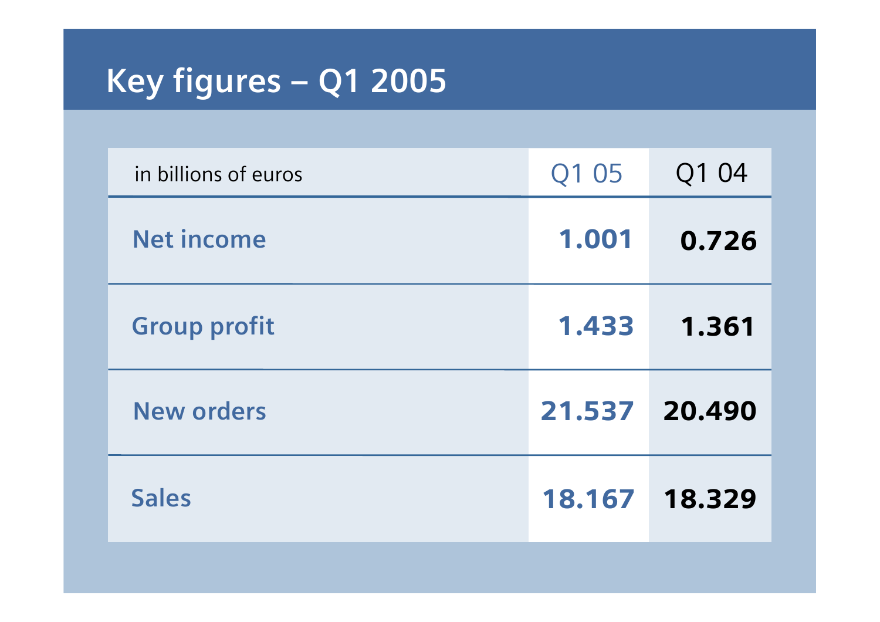# Key figures – Q1 2005

| in billions of euros | Q1 05 | Q1 04 |
|---|---|---|
| **Net income** | **1.001** | **0.726** |
| **Group profit** | **1.433** | **1.361** |
| **New orders** | **21.537** | **20.490** |
| **Sales** | **18.167** | **18.329** |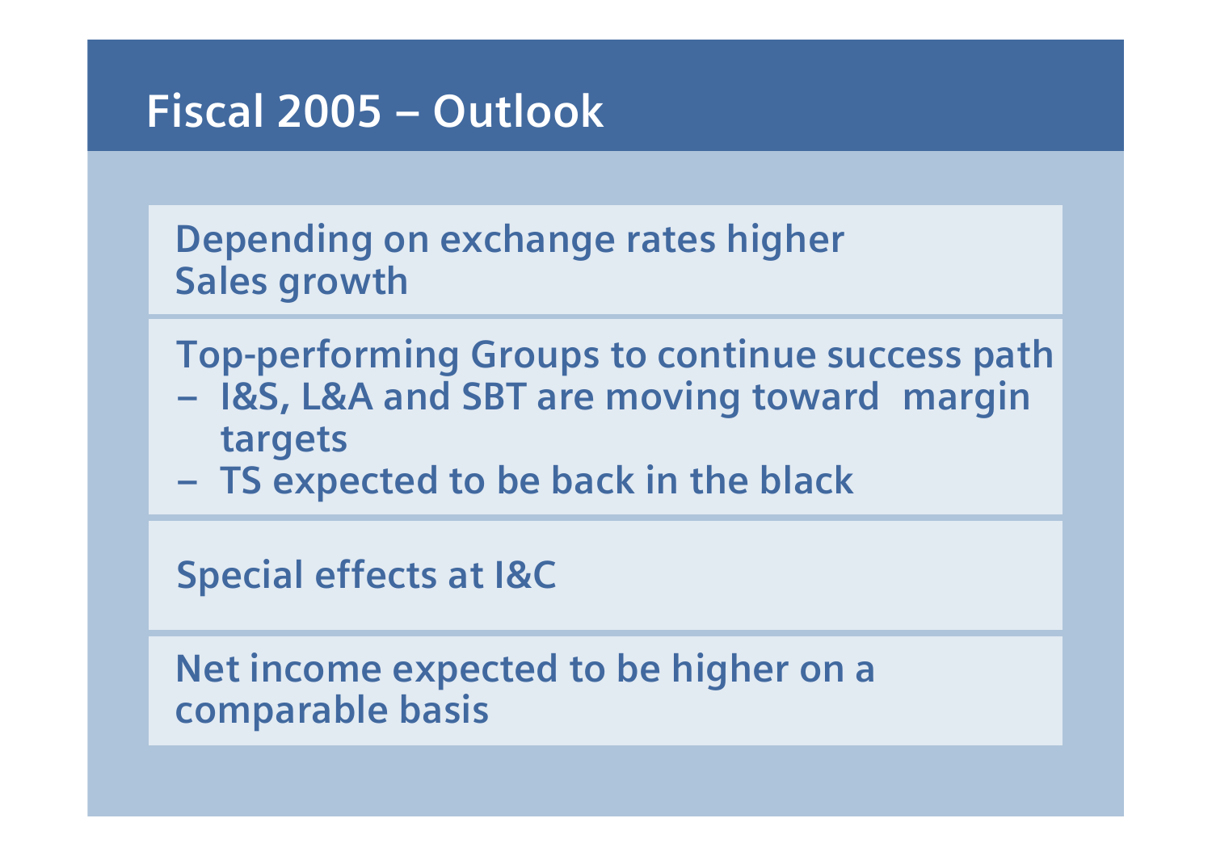# Fiscal 2005 – Outlook

Depending on exchange rates higher Sales growth

Top-performing Groups to continue success path

- I&S, L&A and SBT are moving toward margin targets
- TS expected to be back in the black

Special effects at I&C

Net income expected to be higher on a comparable basis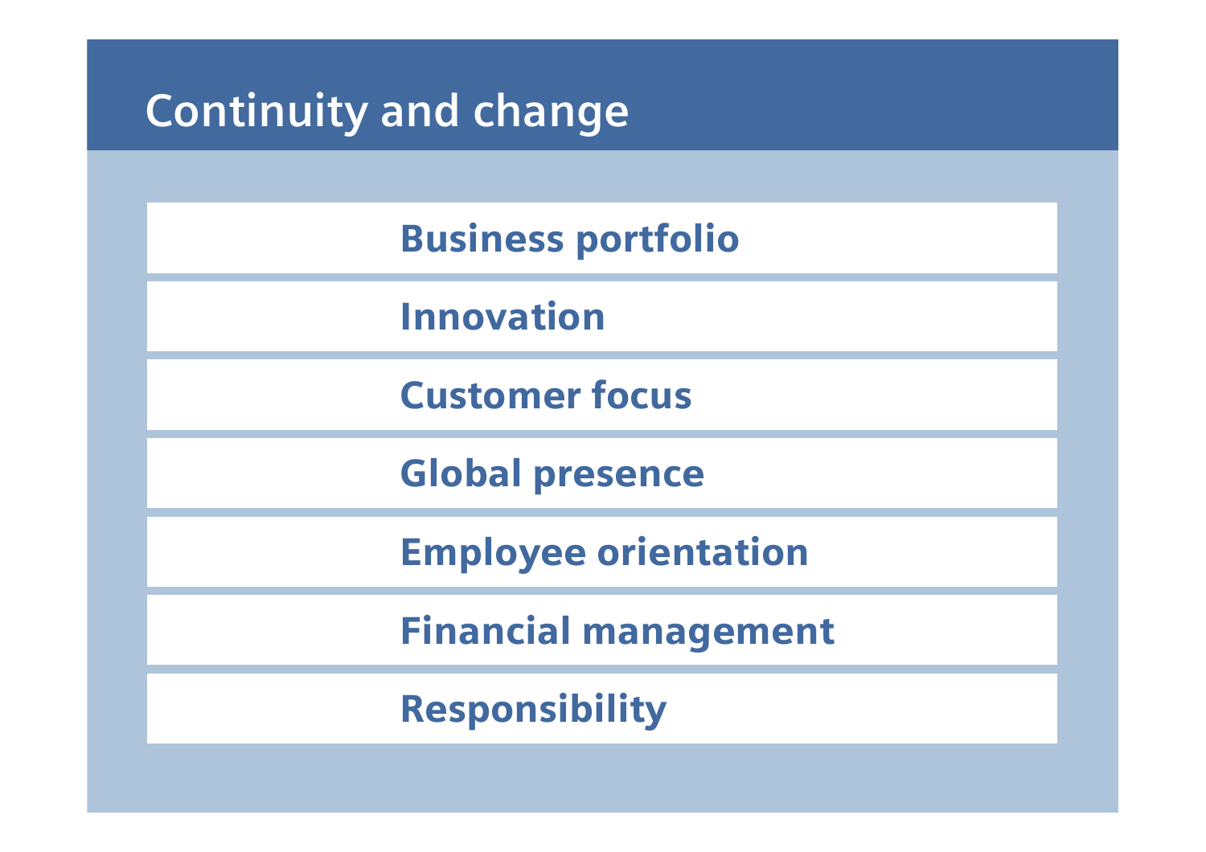## Continuity and change

- **Business portfolio**
- **Innovation**
- **Customer focus**
- **Global presence**
- **Employee orientation**
- **Financial management**
- **Responsibility**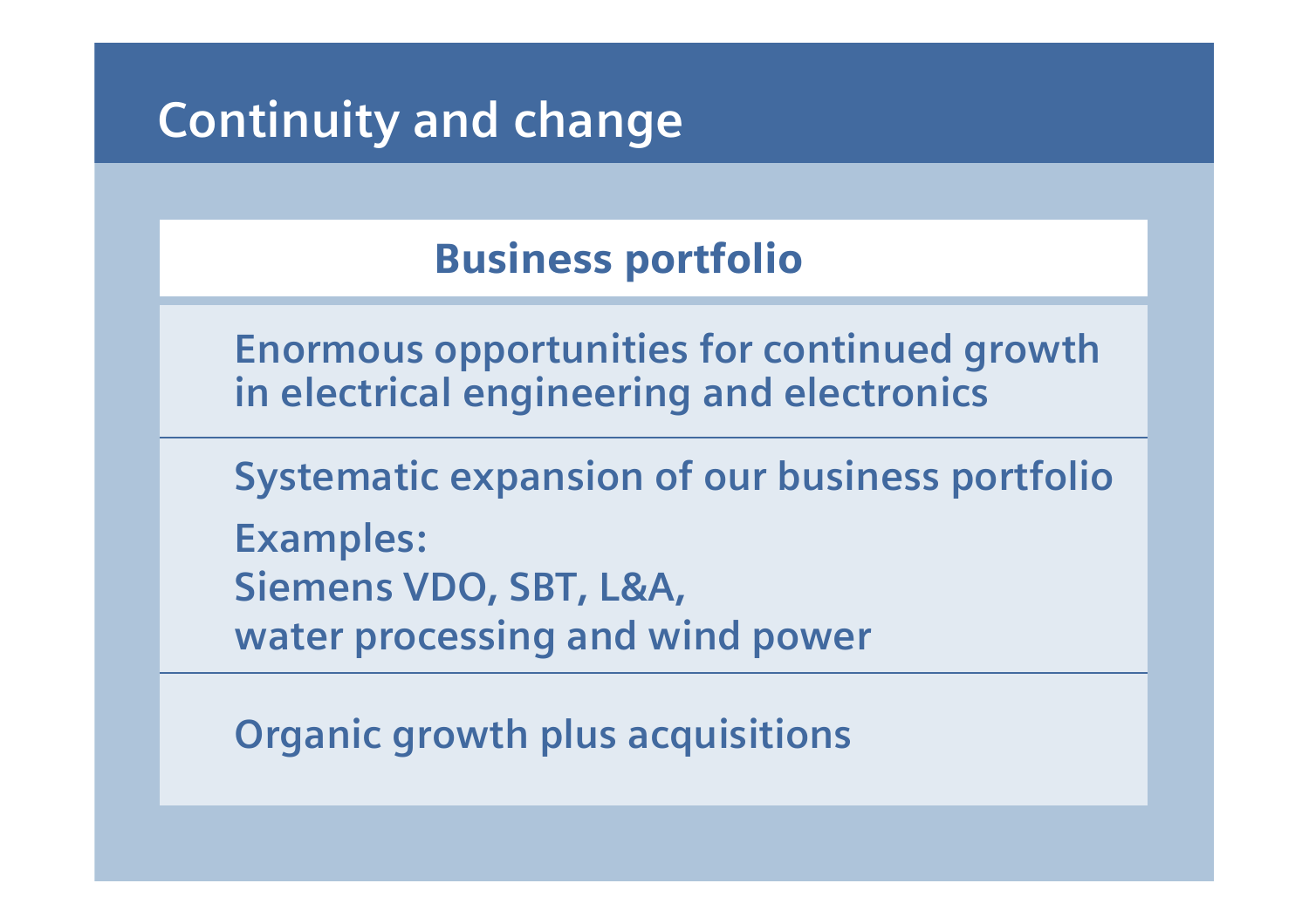# Continuity and change

## Business portfolio

Enormous opportunities for continued growth in electrical engineering and electronics

Systematic expansion of our business portfolio

Examples:
Siemens VDO, SBT, L&A,
water processing and wind power

Organic growth plus acquisitions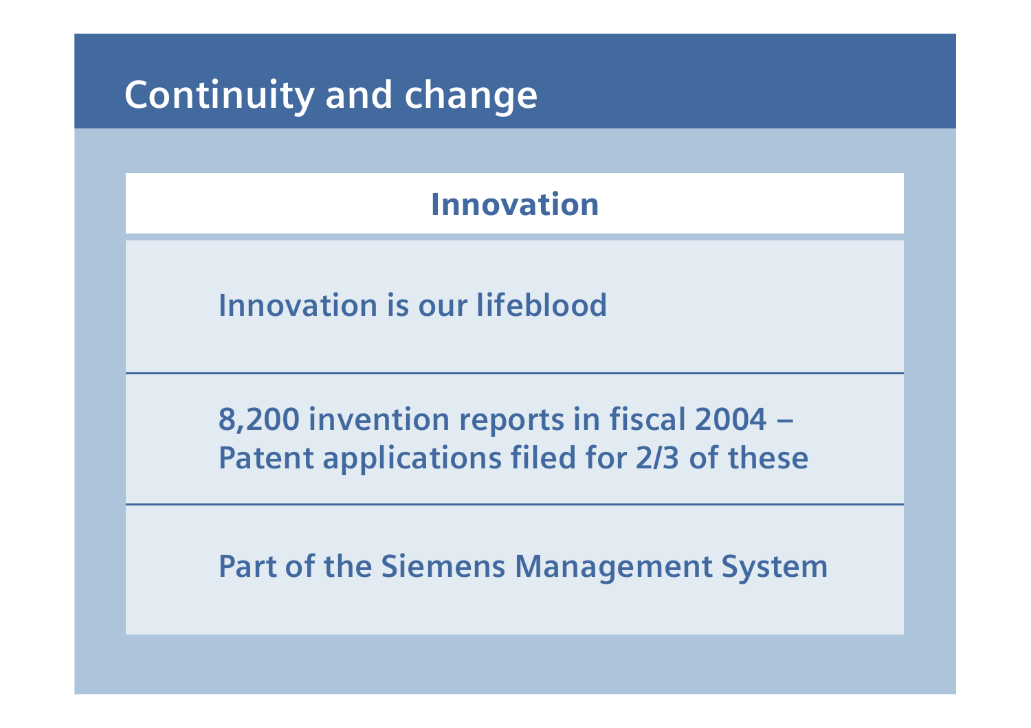# Continuity and change

## Innovation

Innovation is our lifeblood

8,200 invention reports in fiscal 2004 –
Patent applications filed for 2/3 of these

Part of the Siemens Management System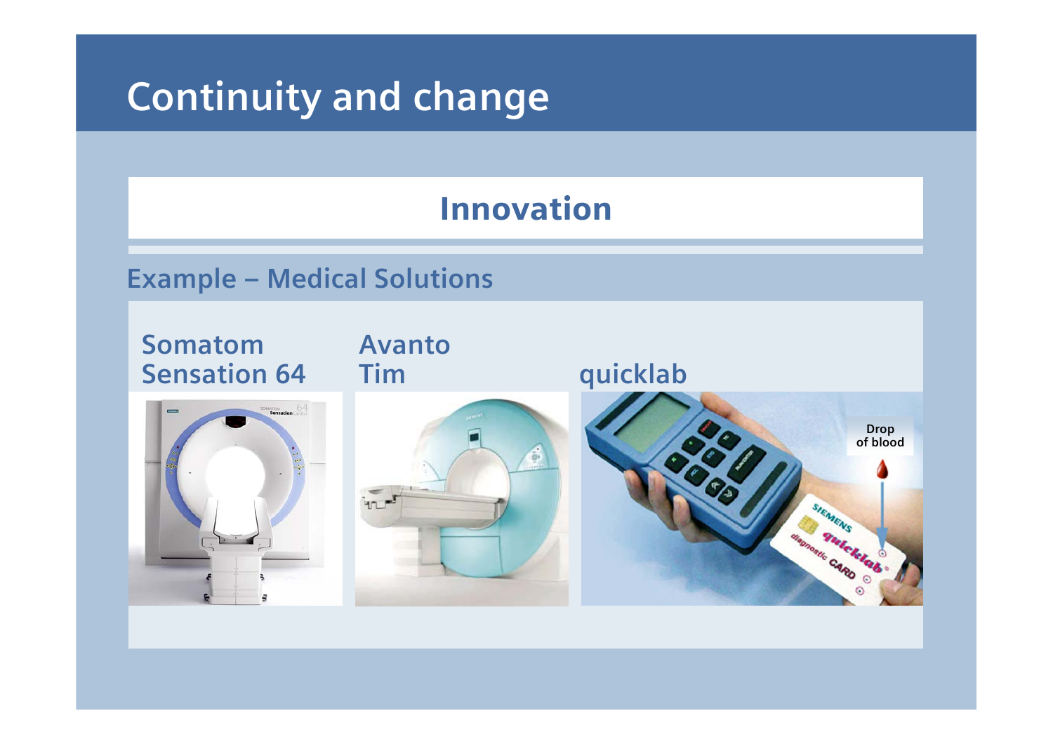# Continuity and change

## Innovation

### Example – Medical Solutions

**Somatom Sensation 64**

**Avanto Tim**

**quicklab**

Drop of blood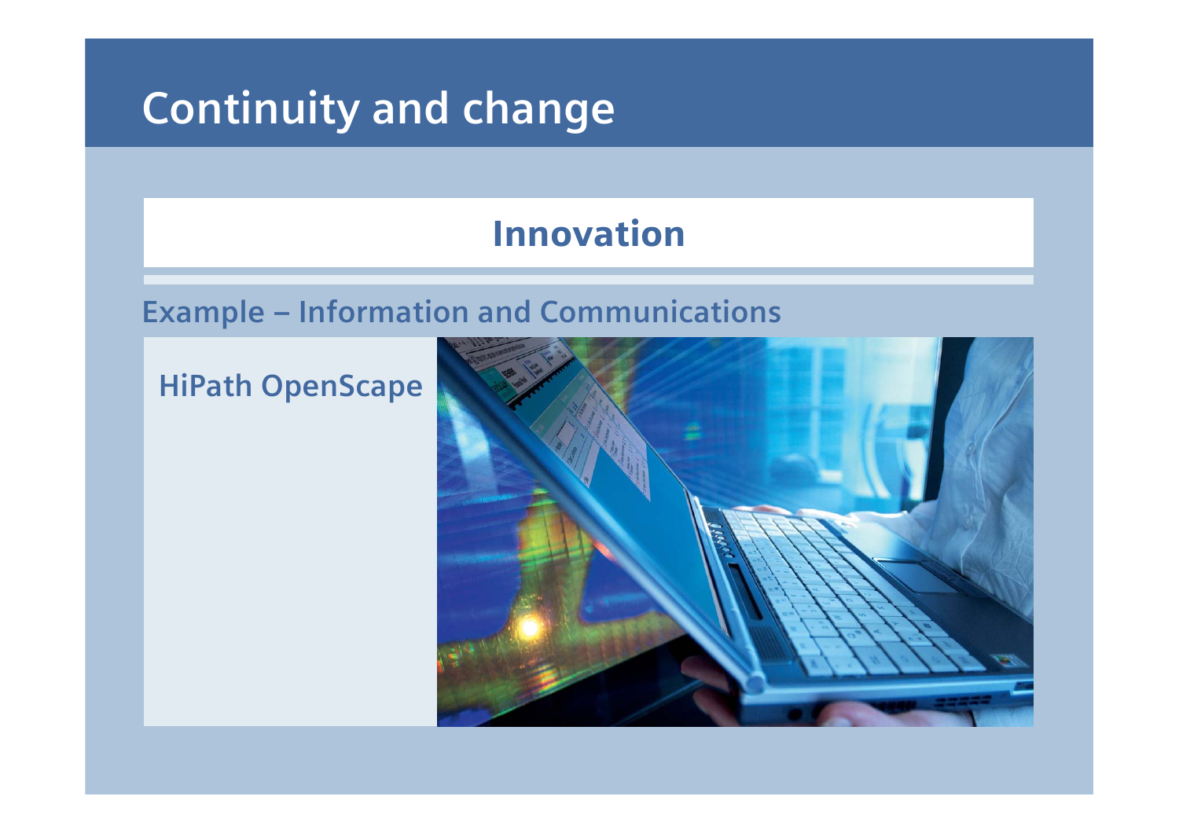# Continuity and change

## Innovation

### Example – Information and Communications

**HiPath OpenScape**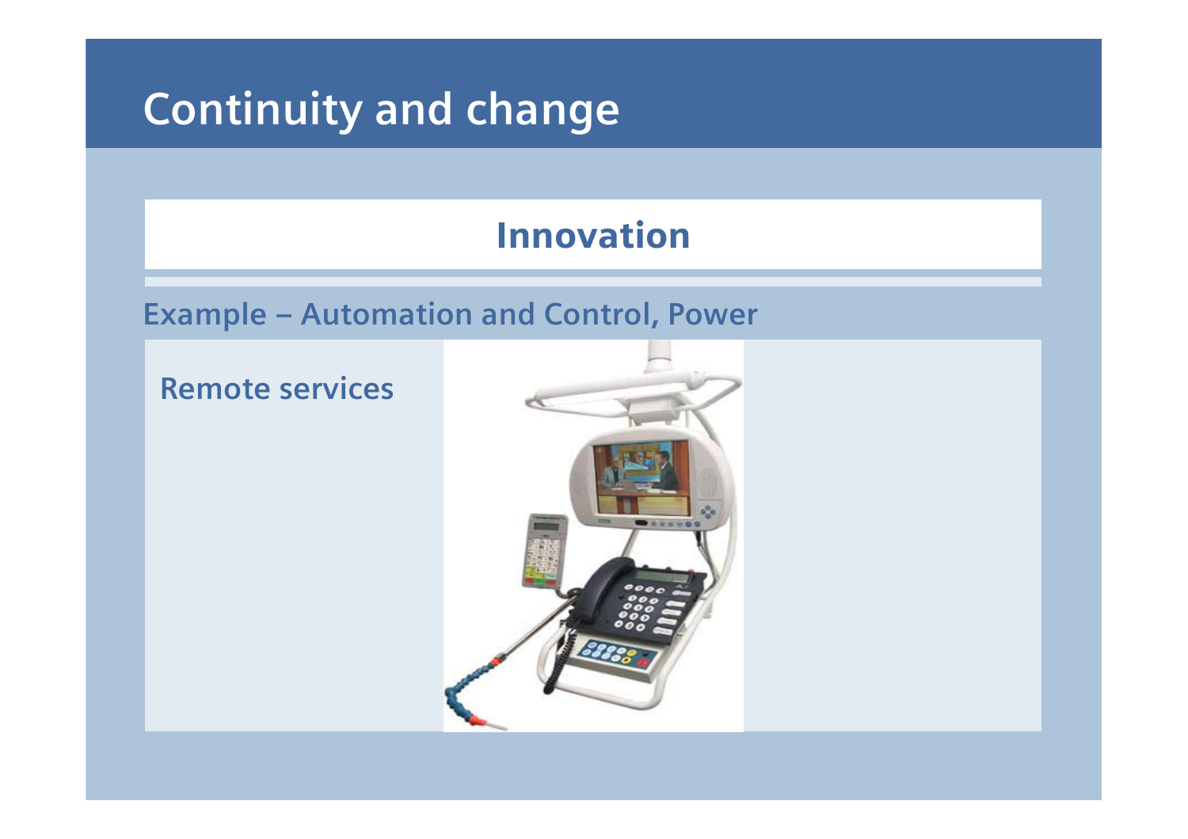# Continuity and change

## Innovation

### Example – Automation and Control, Power

Remote services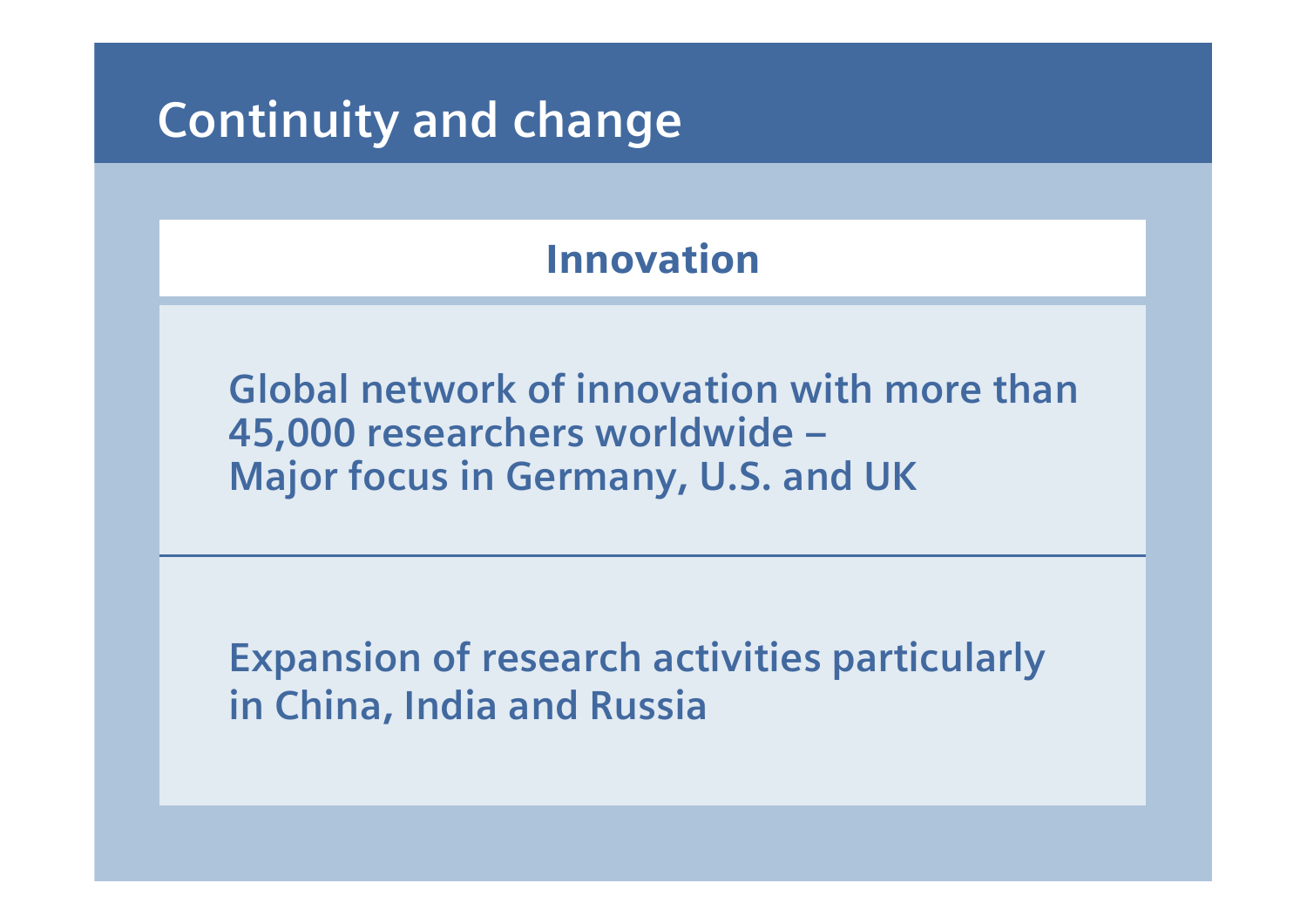# Continuity and change

## Innovation

Global network of innovation with more than 45,000 researchers worldwide – Major focus in Germany, U.S. and UK

Expansion of research activities particularly in China, India and Russia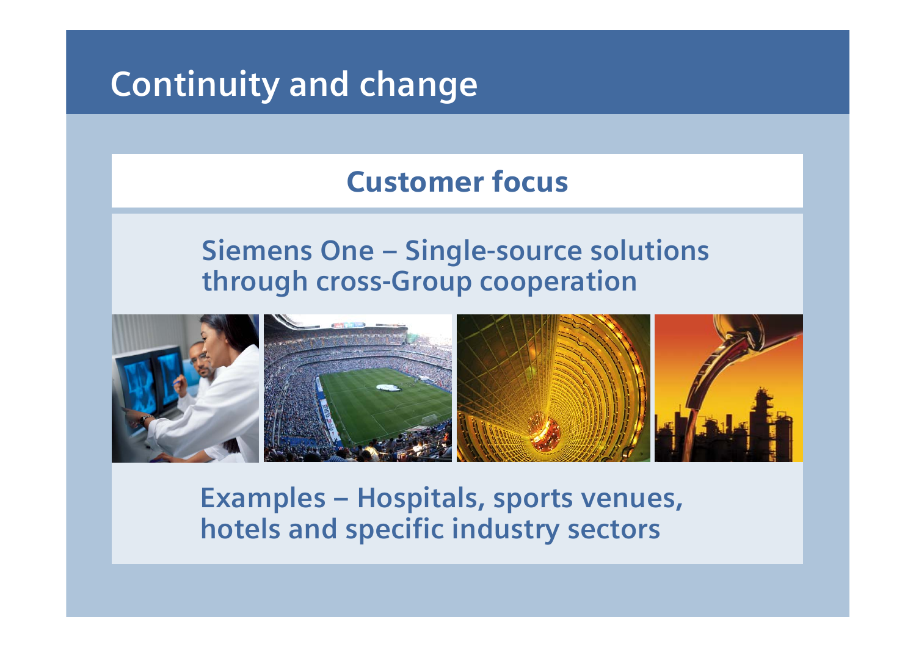# Continuity and change

## Customer focus

**Siemens One – Single-source solutions through cross-Group cooperation**

**Examples – Hospitals, sports venues, hotels and specific industry sectors**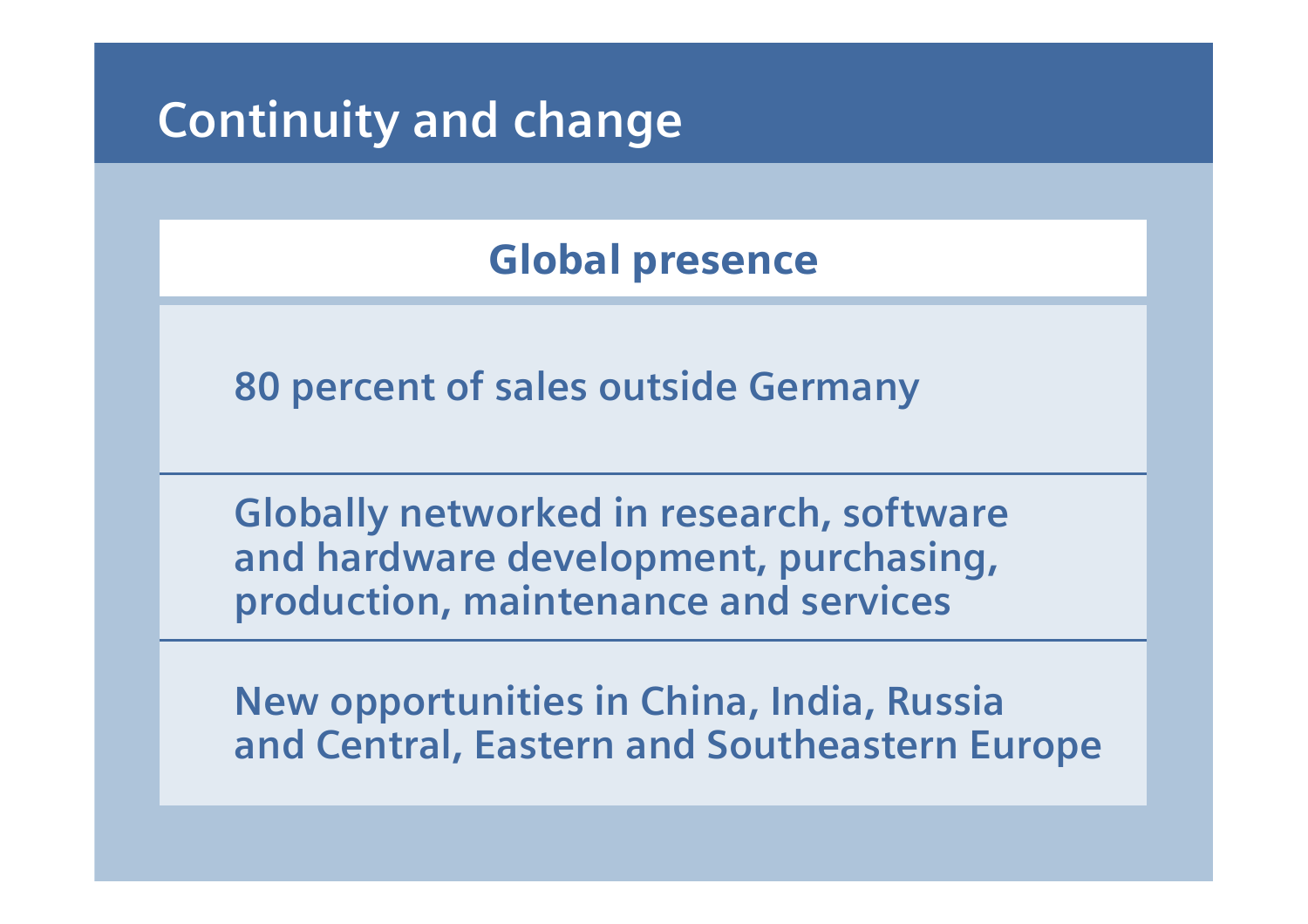# Continuity and change

## Global presence

80 percent of sales outside Germany

Globally networked in research, software and hardware development, purchasing, production, maintenance and services

New opportunities in China, India, Russia and Central, Eastern and Southeastern Europe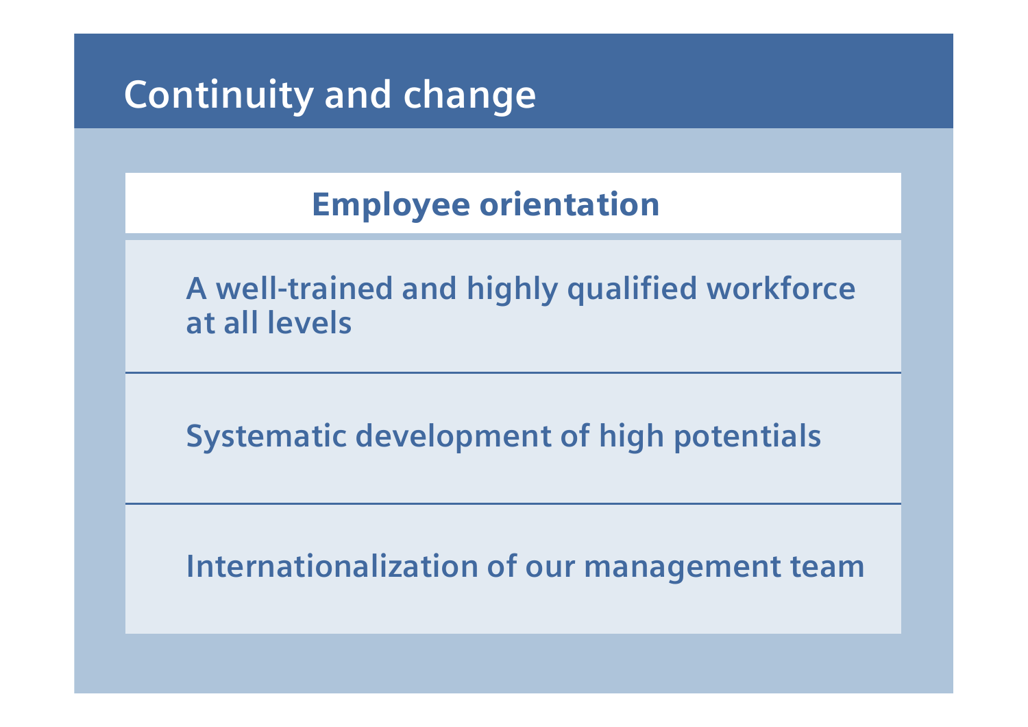# Continuity and change

## Employee orientation

A well-trained and highly qualified workforce at all levels

Systematic development of high potentials

Internationalization of our management team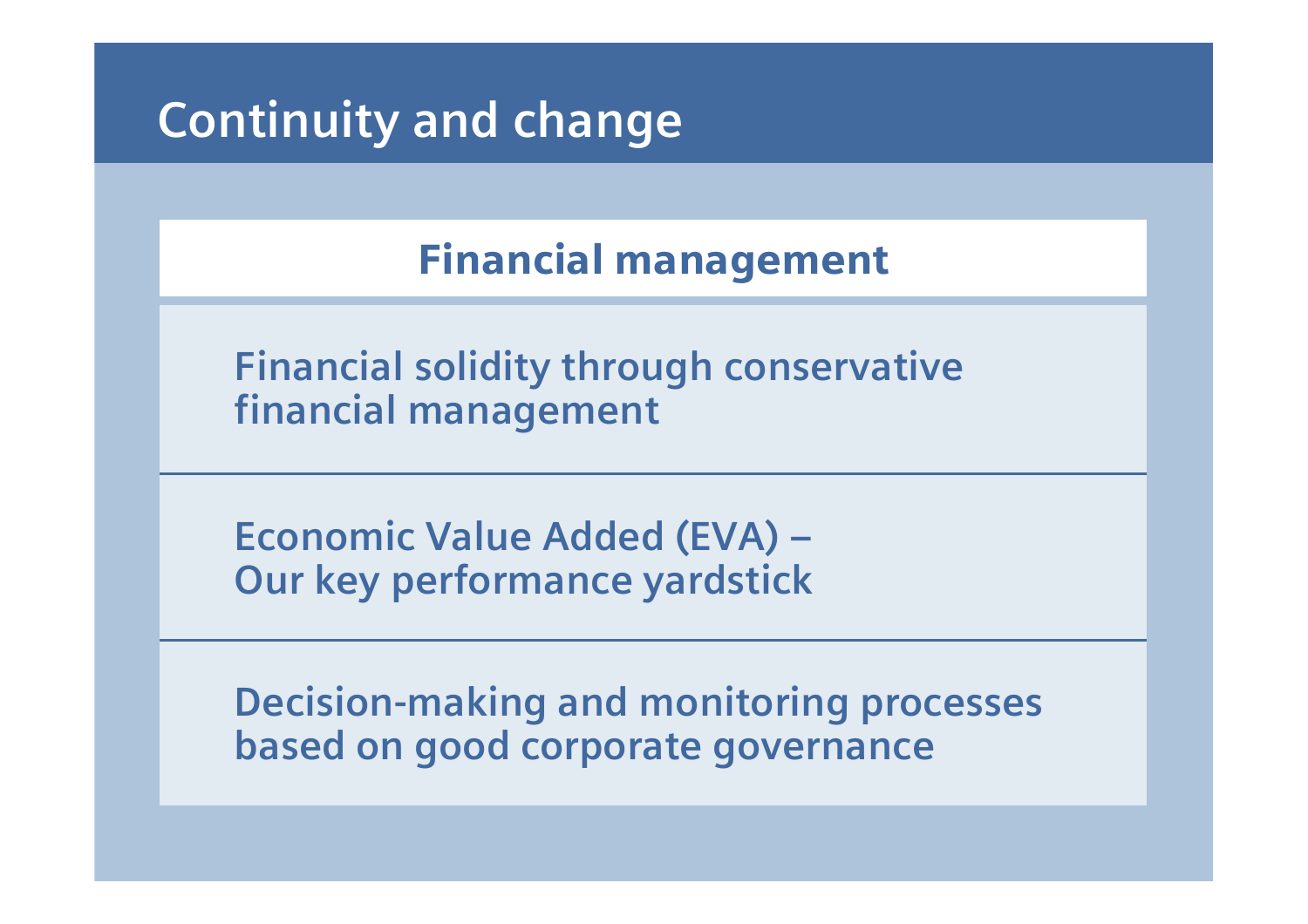# Continuity and change

## Financial management

Financial solidity through conservative financial management

Economic Value Added (EVA) – Our key performance yardstick

Decision-making and monitoring processes based on good corporate governance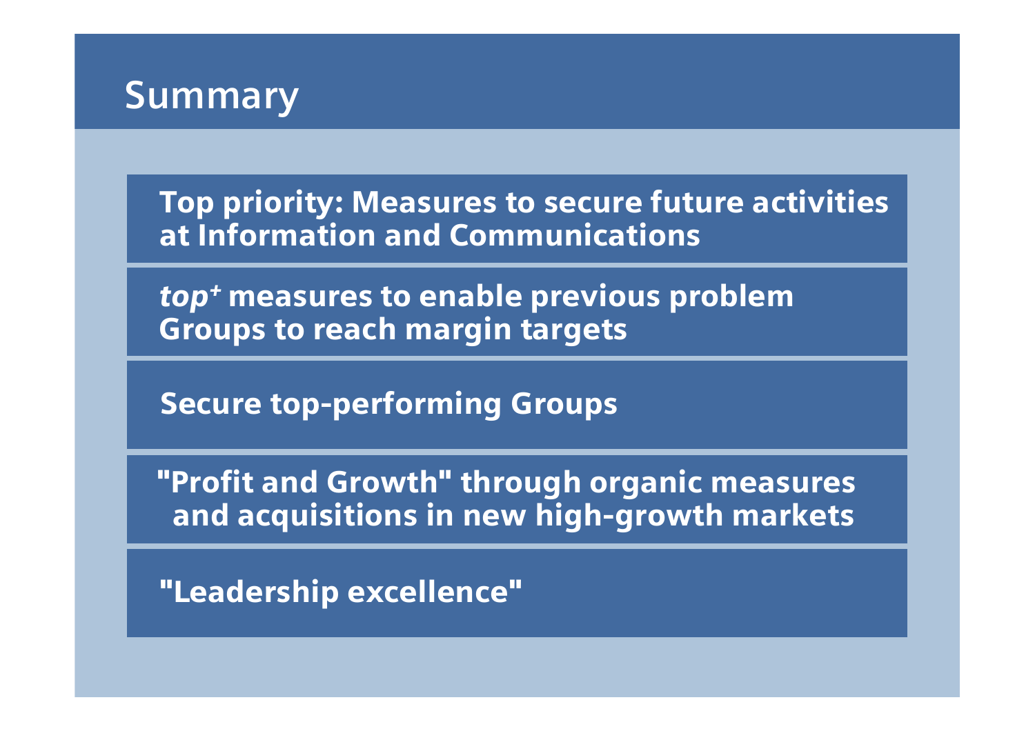# Summary

**Top priority: Measures to secure future activities at Information and Communications**

***top***$^{+}$ **measures to enable previous problem Groups to reach margin targets**

**Secure top-performing Groups**

**"Profit and Growth" through organic measures and acquisitions in new high-growth markets**

**"Leadership excellence"**